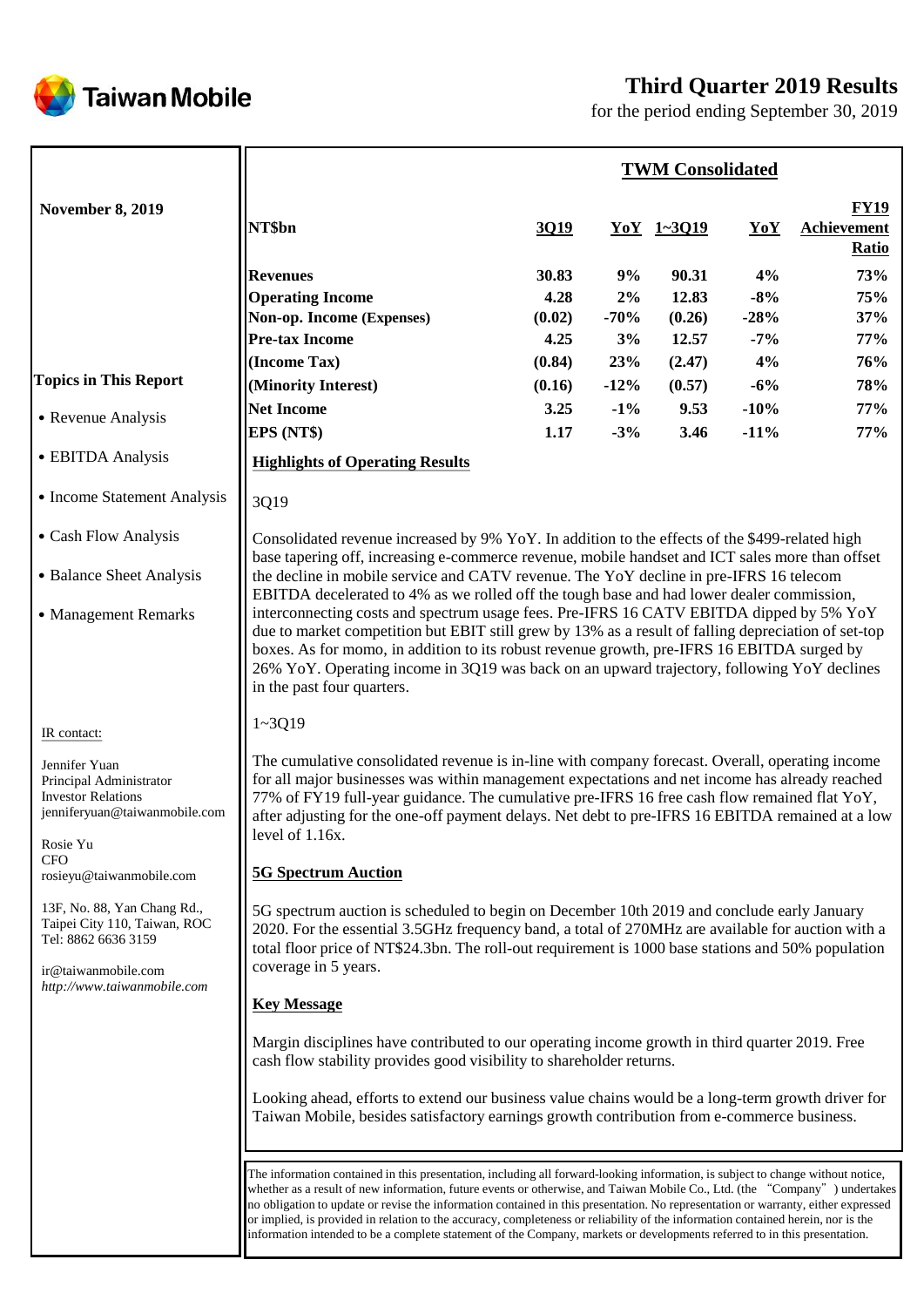Taiwan Mobile

# Third Quarter 2019 Results

for the period ending September 30, 2019

**November 8, 2019**

**Topics in This Report**

- Revenue Analysis
- EBITDA Analysis
- Income Statement Analysis
- Cash Flow Analysis
- Balance Sheet Analysis
- Management Remarks

IR contact:

Jennifer Yuan
Principal Administrator
Investor Relations
jenniferyuan@taiwanmobile.com

Rosie Yu
CFO
rosieyu@taiwanmobile.com

13F, No. 88, Yan Chang Rd.,
Taipei City 110, Taiwan, ROC
Tel: 8862 6636 3159

ir@taiwanmobile.com
*http://www.taiwanmobile.com*

## TWM Consolidated

| NT$bn | 3Q19 | YoY | 1~3Q19 | YoY | FY19 Achievement Ratio |
|---|---|---|---|---|---|
| **Revenues** | **30.83** | **9%** | **90.31** | **4%** | **73%** |
| **Operating Income** | **4.28** | **2%** | **12.83** | **-8%** | **75%** |
| **Non-op. Income (Expenses)** | **(0.02)** | **-70%** | **(0.26)** | **-28%** | **37%** |
| **Pre-tax Income** | **4.25** | **3%** | **12.57** | **-7%** | **77%** |
| **(Income Tax)** | **(0.84)** | **23%** | **(2.47)** | **4%** | **76%** |
| **(Minority Interest)** | **(0.16)** | **-12%** | **(0.57)** | **-6%** | **78%** |
| **Net Income** | **3.25** | **-1%** | **9.53** | **-10%** | **77%** |
| **EPS (NT$)** | **1.17** | **-3%** | **3.46** | **-11%** | **77%** |

### Highlights of Operating Results

3Q19

Consolidated revenue increased by 9% YoY. In addition to the effects of the $499-related high base tapering off, increasing e-commerce revenue, mobile handset and ICT sales more than offset the decline in mobile service and CATV revenue. The YoY decline in pre-IFRS 16 telecom EBITDA decelerated to 4% as we rolled off the tough base and had lower dealer commission, interconnecting costs and spectrum usage fees. Pre-IFRS 16 CATV EBITDA dipped by 5% YoY due to market competition but EBIT still grew by 13% as a result of falling depreciation of set-top boxes. As for momo, in addition to its robust revenue growth, pre-IFRS 16 EBITDA surged by 26% YoY. Operating income in 3Q19 was back on an upward trajectory, following YoY declines in the past four quarters.

1~3Q19

The cumulative consolidated revenue is in-line with company forecast. Overall, operating income for all major businesses was within management expectations and net income has already reached 77% of FY19 full-year guidance. The cumulative pre-IFRS 16 free cash flow remained flat YoY, after adjusting for the one-off payment delays. Net debt to pre-IFRS 16 EBITDA remained at a low level of 1.16x.

### 5G Spectrum Auction

5G spectrum auction is scheduled to begin on December 10th 2019 and conclude early January 2020. For the essential 3.5GHz frequency band, a total of 270MHz are available for auction with a total floor price of NT$24.3bn. The roll-out requirement is 1000 base stations and 50% population coverage in 5 years.

### Key Message

Margin disciplines have contributed to our operating income growth in third quarter 2019. Free cash flow stability provides good visibility to shareholder returns.

Looking ahead, efforts to extend our business value chains would be a long-term growth driver for Taiwan Mobile, besides satisfactory earnings growth contribution from e-commerce business.

The information contained in this presentation, including all forward-looking information, is subject to change without notice, whether as a result of new information, future events or otherwise, and Taiwan Mobile Co., Ltd. (the "Company") undertakes no obligation to update or revise the information contained in this presentation. No representation or warranty, either expressed or implied, is provided in relation to the accuracy, completeness or reliability of the information contained herein, nor is the information intended to be a complete statement of the Company, markets or developments referred to in this presentation.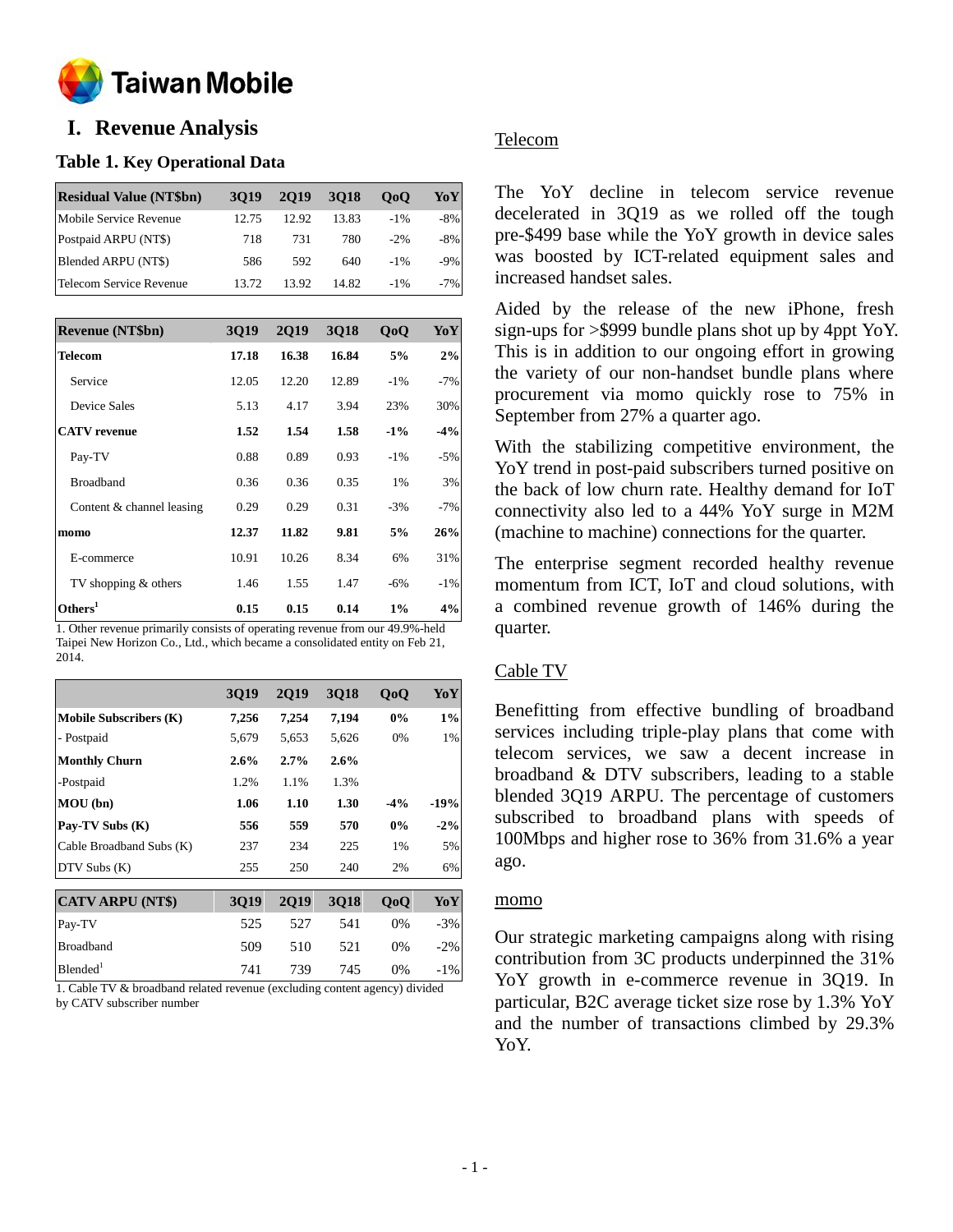# I. Revenue Analysis

## Table 1. Key Operational Data

| Residual Value (NT$bn) | 3Q19 | 2Q19 | 3Q18 | QoQ | YoY |
|---|---|---|---|---|---|
| Mobile Service Revenue | 12.75 | 12.92 | 13.83 | -1% | -8% |
| Postpaid ARPU (NT$) | 718 | 731 | 780 | -2% | -8% |
| Blended ARPU (NT$) | 586 | 592 | 640 | -1% | -9% |
| Telecom Service Revenue | 13.72 | 13.92 | 14.82 | -1% | -7% |

| Revenue (NT$bn) | 3Q19 | 2Q19 | 3Q18 | QoQ | YoY |
|---|---|---|---|---|---|
| **Telecom** | **17.18** | **16.38** | **16.84** | **5%** | **2%** |
| Service | 12.05 | 12.20 | 12.89 | -1% | -7% |
| Device Sales | 5.13 | 4.17 | 3.94 | 23% | 30% |
| **CATV revenue** | **1.52** | **1.54** | **1.58** | **-1%** | **-4%** |
| Pay-TV | 0.88 | 0.89 | 0.93 | -1% | -5% |
| Broadband | 0.36 | 0.36 | 0.35 | 1% | 3% |
| Content & channel leasing | 0.29 | 0.29 | 0.31 | -3% | -7% |
| **momo** | **12.37** | **11.82** | **9.81** | **5%** | **26%** |
| E-commerce | 10.91 | 10.26 | 8.34 | 6% | 31% |
| TV shopping & others | 1.46 | 1.55 | 1.47 | -6% | -1% |
| **Others[1]** | **0.15** | **0.15** | **0.14** | **1%** | **4%** |

1. Other revenue primarily consists of operating revenue from our 49.9%-held Taipei New Horizon Co., Ltd., which became a consolidated entity on Feb 21, 2014.

| | 3Q19 | 2Q19 | 3Q18 | QoQ | YoY |
|---|---|---|---|---|---|
| **Mobile Subscribers (K)** | **7,256** | **7,254** | **7,194** | **0%** | **1%** |
| - Postpaid | 5,679 | 5,653 | 5,626 | 0% | 1% |
| **Monthly Churn** | **2.6%** | **2.7%** | **2.6%** | | |
| -Postpaid | 1.2% | 1.1% | 1.3% | | |
| **MOU (bn)** | **1.06** | **1.10** | **1.30** | **-4%** | **-19%** |
| **Pay-TV Subs (K)** | **556** | **559** | **570** | **0%** | **-2%** |
| Cable Broadband Subs (K) | 237 | 234 | 225 | 1% | 5% |
| DTV Subs (K) | 255 | 250 | 240 | 2% | 6% |

| CATV ARPU (NT$) | 3Q19 | 2Q19 | 3Q18 | QoQ | YoY |
|---|---|---|---|---|---|
| Pay-TV | 525 | 527 | 541 | 0% | -3% |
| Broadband | 509 | 510 | 521 | 0% | -2% |
| Blended[1] | 741 | 739 | 745 | 0% | -1% |

1. Cable TV & broadband related revenue (excluding content agency) divided by CATV subscriber number

### Telecom

The YoY decline in telecom service revenue decelerated in 3Q19 as we rolled off the tough pre-$499 base while the YoY growth in device sales was boosted by ICT-related equipment sales and increased handset sales.

Aided by the release of the new iPhone, fresh sign-ups for >$999 bundle plans shot up by 4ppt YoY. This is in addition to our ongoing effort in growing the variety of our non-handset bundle plans where procurement via momo quickly rose to 75% in September from 27% a quarter ago.

With the stabilizing competitive environment, the YoY trend in post-paid subscribers turned positive on the back of low churn rate. Healthy demand for IoT connectivity also led to a 44% YoY surge in M2M (machine to machine) connections for the quarter.

The enterprise segment recorded healthy revenue momentum from ICT, IoT and cloud solutions, with a combined revenue growth of 146% during the quarter.

### Cable TV

Benefitting from effective bundling of broadband services including triple-play plans that come with telecom services, we saw a decent increase in broadband & DTV subscribers, leading to a stable blended 3Q19 ARPU. The percentage of customers subscribed to broadband plans with speeds of 100Mbps and higher rose to 36% from 31.6% a year ago.

### momo

Our strategic marketing campaigns along with rising contribution from 3C products underpinned the 31% YoY growth in e-commerce revenue in 3Q19. In particular, B2C average ticket size rose by 1.3% YoY and the number of transactions climbed by 29.3% YoY.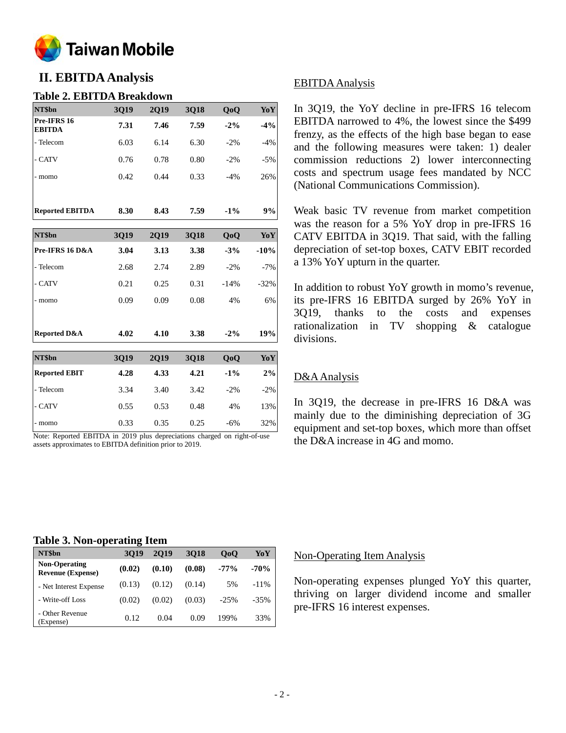## II. EBITDA Analysis

### Table 2. EBITDA Breakdown

| NT$bn | 3Q19 | 2Q19 | 3Q18 | QoQ | YoY |
|---|---|---|---|---|---|
| **Pre-IFRS 16 EBITDA** | **7.31** | **7.46** | **7.59** | **-2%** | **-4%** |
| - Telecom | 6.03 | 6.14 | 6.30 | -2% | -4% |
| - CATV | 0.76 | 0.78 | 0.80 | -2% | -5% |
| - momo | 0.42 | 0.44 | 0.33 | -4% | 26% |
| **Reported EBITDA** | **8.30** | **8.43** | **7.59** | **-1%** | **9%** |

| NT$bn | 3Q19 | 2Q19 | 3Q18 | QoQ | YoY |
|---|---|---|---|---|---|
| **Pre-IFRS 16 D&A** | **3.04** | **3.13** | **3.38** | **-3%** | **-10%** |
| - Telecom | 2.68 | 2.74 | 2.89 | -2% | -7% |
| - CATV | 0.21 | 0.25 | 0.31 | -14% | -32% |
| - momo | 0.09 | 0.09 | 0.08 | 4% | 6% |
| **Reported D&A** | **4.02** | **4.10** | **3.38** | **-2%** | **19%** |

| NT$bn | 3Q19 | 2Q19 | 3Q18 | QoQ | YoY |
|---|---|---|---|---|---|
| **Reported EBIT** | **4.28** | **4.33** | **4.21** | **-1%** | **2%** |
| - Telecom | 3.34 | 3.40 | 3.42 | -2% | -2% |
| - CATV | 0.55 | 0.53 | 0.48 | 4% | 13% |
| - momo | 0.33 | 0.35 | 0.25 | -6% | 32% |

Note: Reported EBITDA in 2019 plus depreciations charged on right-of-use assets approximates to EBITDA definition prior to 2019.

EBITDA Analysis

In 3Q19, the YoY decline in pre-IFRS 16 telecom EBITDA narrowed to 4%, the lowest since the $499 frenzy, as the effects of the high base began to ease and the following measures were taken: 1) dealer commission reductions 2) lower interconnecting costs and spectrum usage fees mandated by NCC (National Communications Commission).

Weak basic TV revenue from market competition was the reason for a 5% YoY drop in pre-IFRS 16 CATV EBITDA in 3Q19. That said, with the falling depreciation of set-top boxes, CATV EBIT recorded a 13% YoY upturn in the quarter.

In addition to robust YoY growth in momo's revenue, its pre-IFRS 16 EBITDA surged by 26% YoY in 3Q19, thanks to the costs and expenses rationalization in TV shopping & catalogue divisions.

D&A Analysis

In 3Q19, the decrease in pre-IFRS 16 D&A was mainly due to the diminishing depreciation of 3G equipment and set-top boxes, which more than offset the D&A increase in 4G and momo.

### Table 3. Non-operating Item

| NT$bn | 3Q19 | 2Q19 | 3Q18 | QoQ | YoY |
|---|---|---|---|---|---|
| **Non-Operating Revenue (Expense)** | **(0.02)** | **(0.10)** | **(0.08)** | **-77%** | **-70%** |
| - Net Interest Expense | (0.13) | (0.12) | (0.14) | 5% | -11% |
| - Write-off Loss | (0.02) | (0.02) | (0.03) | -25% | -35% |
| - Other Revenue (Expense) | 0.12 | 0.04 | 0.09 | 199% | 33% |

Non-Operating Item Analysis

Non-operating expenses plunged YoY this quarter, thriving on larger dividend income and smaller pre-IFRS 16 interest expenses.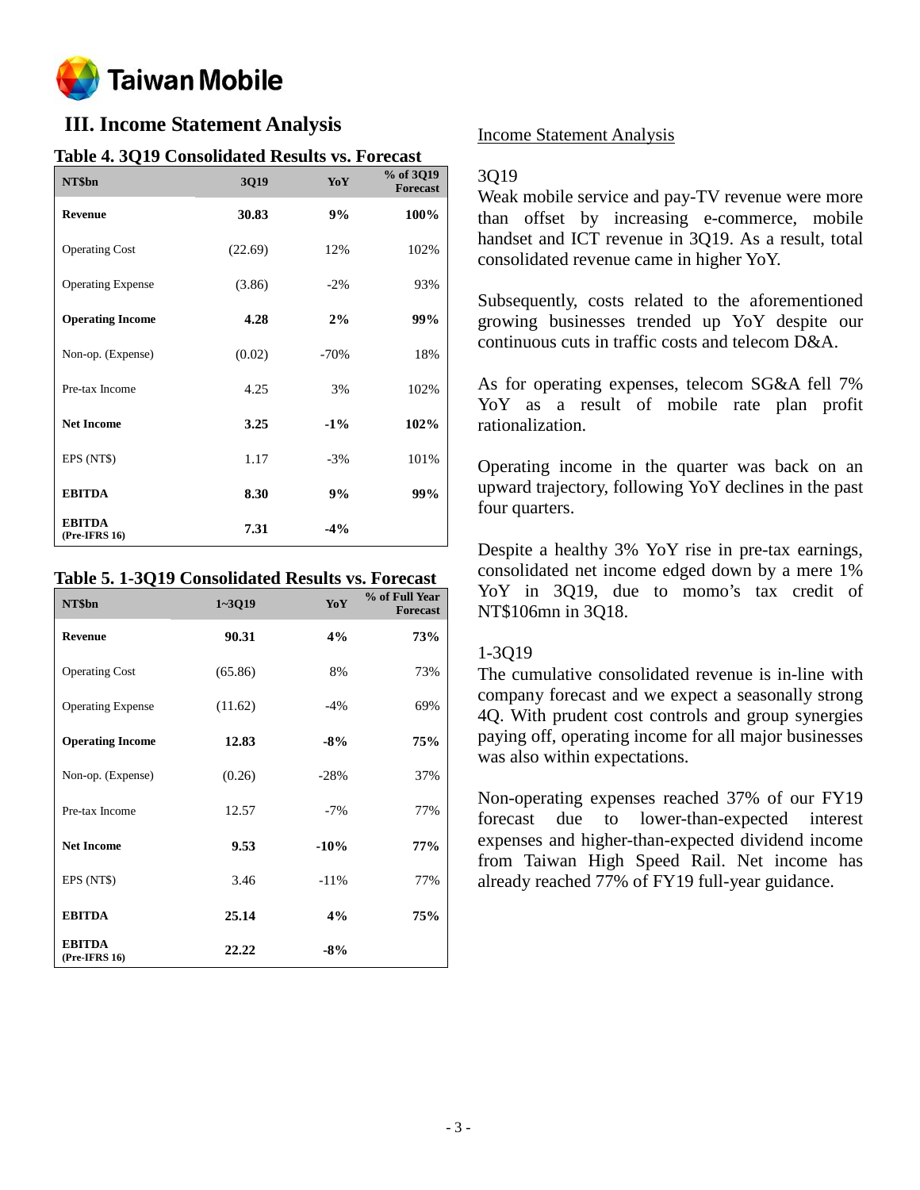# III. Income Statement Analysis

**Table 4. 3Q19 Consolidated Results vs. Forecast**

| NT$bn | 3Q19 | YoY | % of 3Q19 Forecast |
|---|---|---|---|
| **Revenue** | **30.83** | **9%** | **100%** |
| Operating Cost | (22.69) | 12% | 102% |
| Operating Expense | (3.86) | -2% | 93% |
| **Operating Income** | **4.28** | **2%** | **99%** |
| Non-op. (Expense) | (0.02) | -70% | 18% |
| Pre-tax Income | 4.25 | 3% | 102% |
| **Net Income** | **3.25** | **-1%** | **102%** |
| EPS (NT$) | 1.17 | -3% | 101% |
| **EBITDA** | **8.30** | **9%** | **99%** |
| **EBITDA (Pre-IFRS 16)** | **7.31** | **-4%** | |

**Table 5. 1-3Q19 Consolidated Results vs. Forecast**

| NT$bn | 1~3Q19 | YoY | % of Full Year Forecast |
|---|---|---|---|
| **Revenue** | **90.31** | **4%** | **73%** |
| Operating Cost | (65.86) | 8% | 73% |
| Operating Expense | (11.62) | -4% | 69% |
| **Operating Income** | **12.83** | **-8%** | **75%** |
| Non-op. (Expense) | (0.26) | -28% | 37% |
| Pre-tax Income | 12.57 | -7% | 77% |
| **Net Income** | **9.53** | **-10%** | **77%** |
| EPS (NT$) | 3.46 | -11% | 77% |
| **EBITDA** | **25.14** | **4%** | **75%** |
| **EBITDA (Pre-IFRS 16)** | **22.22** | **-8%** | |

Income Statement Analysis

3Q19

Weak mobile service and pay-TV revenue were more than offset by increasing e-commerce, mobile handset and ICT revenue in 3Q19. As a result, total consolidated revenue came in higher YoY.

Subsequently, costs related to the aforementioned growing businesses trended up YoY despite our continuous cuts in traffic costs and telecom D&A.

As for operating expenses, telecom SG&A fell 7% YoY as a result of mobile rate plan profit rationalization.

Operating income in the quarter was back on an upward trajectory, following YoY declines in the past four quarters.

Despite a healthy 3% YoY rise in pre-tax earnings, consolidated net income edged down by a mere 1% YoY in 3Q19, due to momo's tax credit of NT$106mn in 3Q18.

1-3Q19

The cumulative consolidated revenue is in-line with company forecast and we expect a seasonally strong 4Q. With prudent cost controls and group synergies paying off, operating income for all major businesses was also within expectations.

Non-operating expenses reached 37% of our FY19 forecast due to lower-than-expected interest expenses and higher-than-expected dividend income from Taiwan High Speed Rail. Net income has already reached 77% of FY19 full-year guidance.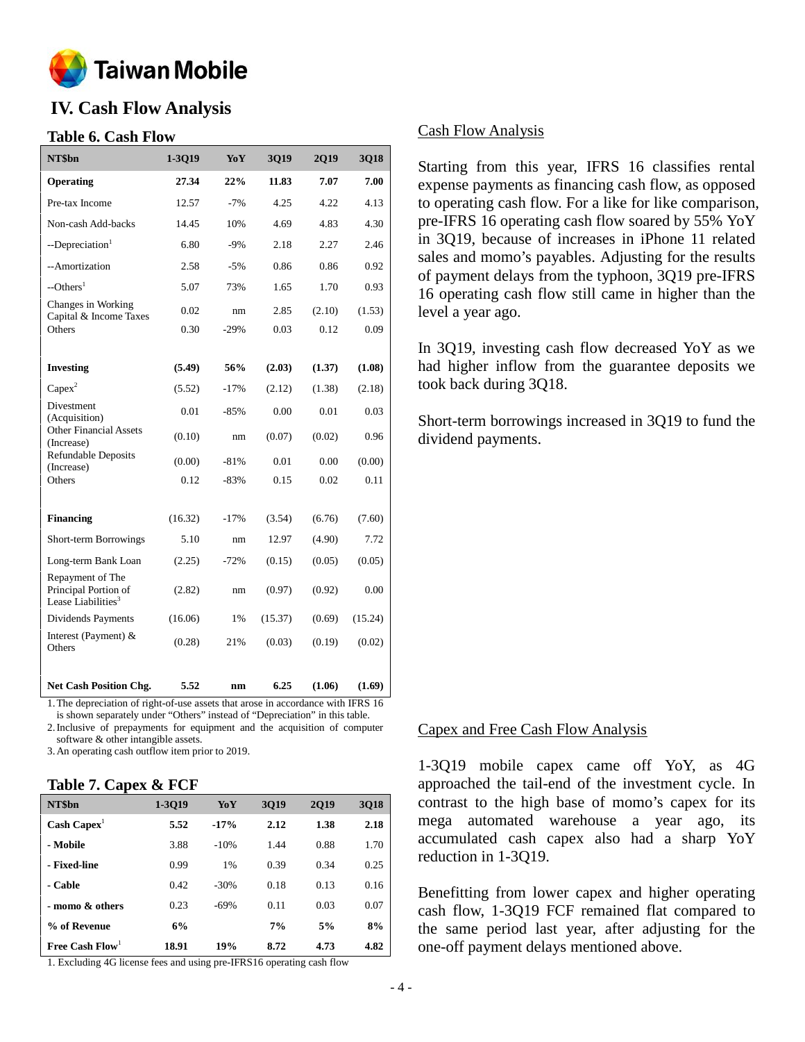## IV. Cash Flow Analysis

### Table 6. Cash Flow

| NT$bn | 1-3Q19 | YoY | 3Q19 | 2Q19 | 3Q18 |
|---|---|---|---|---|---|
| **Operating** | **27.34** | **22%** | **11.83** | **7.07** | **7.00** |
| Pre-tax Income | 12.57 | -7% | 4.25 | 4.22 | 4.13 |
| Non-cash Add-backs | 14.45 | 10% | 4.69 | 4.83 | 4.30 |
| --Depreciation[1] | 6.80 | -9% | 2.18 | 2.27 | 2.46 |
| --Amortization | 2.58 | -5% | 0.86 | 0.86 | 0.92 |
| --Others[1] | 5.07 | 73% | 1.65 | 1.70 | 0.93 |
| Changes in Working Capital & Income Taxes | 0.02 | nm | 2.85 | (2.10) | (1.53) |
| Others | 0.30 | -29% | 0.03 | 0.12 | 0.09 |
| | | | | | |
| **Investing** | **(5.49)** | **56%** | **(2.03)** | **(1.37)** | **(1.08)** |
| Capex[2] | (5.52) | -17% | (2.12) | (1.38) | (2.18) |
| Divestment (Acquisition) | 0.01 | -85% | 0.00 | 0.01 | 0.03 |
| Other Financial Assets (Increase) | (0.10) | nm | (0.07) | (0.02) | 0.96 |
| Refundable Deposits (Increase) | (0.00) | -81% | 0.01 | 0.00 | (0.00) |
| Others | 0.12 | -83% | 0.15 | 0.02 | 0.11 |
| | | | | | |
| **Financing** | (16.32) | -17% | (3.54) | (6.76) | (7.60) |
| Short-term Borrowings | 5.10 | nm | 12.97 | (4.90) | 7.72 |
| Long-term Bank Loan | (2.25) | -72% | (0.15) | (0.05) | (0.05) |
| Repayment of The Principal Portion of Lease Liabilities[3] | (2.82) | nm | (0.97) | (0.92) | 0.00 |
| Dividends Payments | (16.06) | 1% | (15.37) | (0.69) | (15.24) |
| Interest (Payment) & Others | (0.28) | 21% | (0.03) | (0.19) | (0.02) |
| | | | | | |
| **Net Cash Position Chg.** | **5.52** | **nm** | **6.25** | **(1.06)** | **(1.69)** |

1. The depreciation of right-of-use assets that arose in accordance with IFRS 16 is shown separately under "Others" instead of "Depreciation" in this table.
2. Inclusive of prepayments for equipment and the acquisition of computer software & other intangible assets.
3. An operating cash outflow item prior to 2019.

### Table 7. Capex & FCF

| NT$bn | 1-3Q19 | YoY | 3Q19 | 2Q19 | 3Q18 |
|---|---|---|---|---|---|
| **Cash Capex[1]** | **5.52** | **-17%** | **2.12** | **1.38** | **2.18** |
| **- Mobile** | 3.88 | -10% | 1.44 | 0.88 | 1.70 |
| **- Fixed-line** | 0.99 | 1% | 0.39 | 0.34 | 0.25 |
| **- Cable** | 0.42 | -30% | 0.18 | 0.13 | 0.16 |
| **- momo & others** | 0.23 | -69% | 0.11 | 0.03 | 0.07 |
| **% of Revenue** | **6%** | | **7%** | **5%** | **8%** |
| **Free Cash Flow[1]** | **18.91** | **19%** | **8.72** | **4.73** | **4.82** |

1. Excluding 4G license fees and using pre-IFRS16 operating cash flow

Cash Flow Analysis

Starting from this year, IFRS 16 classifies rental expense payments as financing cash flow, as opposed to operating cash flow. For a like for like comparison, pre-IFRS 16 operating cash flow soared by 55% YoY in 3Q19, because of increases in iPhone 11 related sales and momo's payables. Adjusting for the results of payment delays from the typhoon, 3Q19 pre-IFRS 16 operating cash flow still came in higher than the level a year ago.

In 3Q19, investing cash flow decreased YoY as we had higher inflow from the guarantee deposits we took back during 3Q18.

Short-term borrowings increased in 3Q19 to fund the dividend payments.

Capex and Free Cash Flow Analysis

1-3Q19 mobile capex came off YoY, as 4G approached the tail-end of the investment cycle. In contrast to the high base of momo's capex for its mega automated warehouse a year ago, its accumulated cash capex also had a sharp YoY reduction in 1-3Q19.

Benefitting from lower capex and higher operating cash flow, 1-3Q19 FCF remained flat compared to the same period last year, after adjusting for the one-off payment delays mentioned above.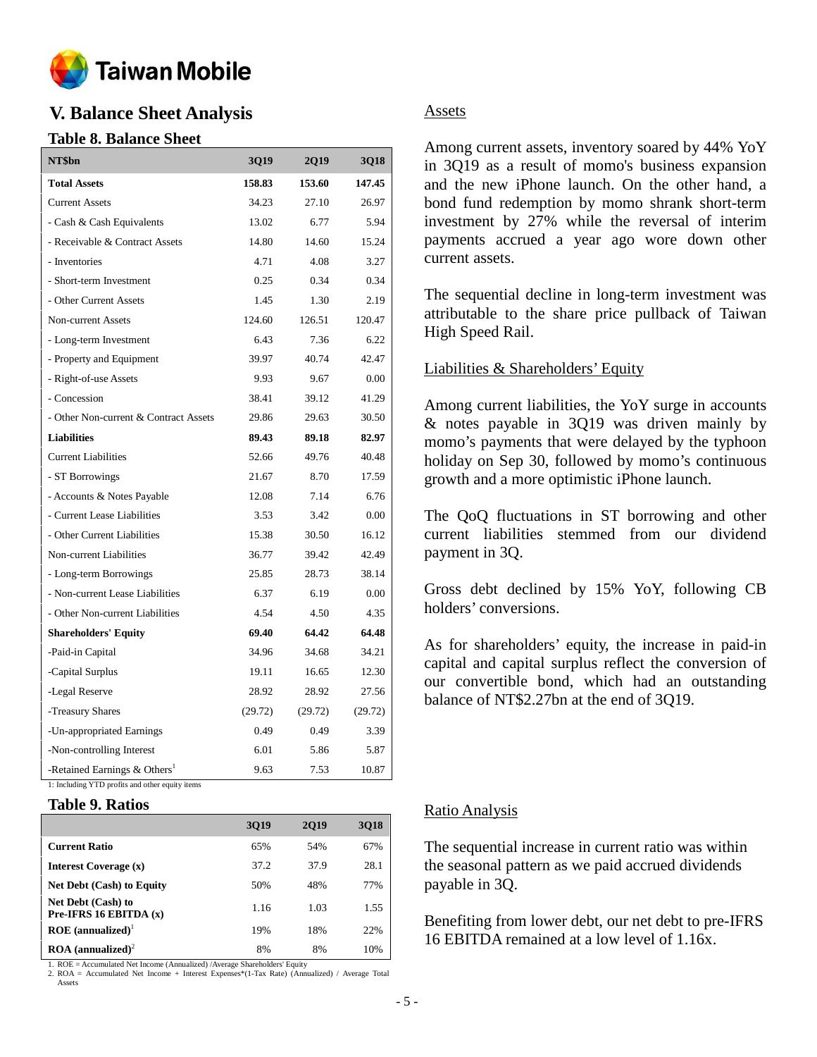# V. Balance Sheet Analysis

## Table 8. Balance Sheet

| NT$bn | 3Q19 | 2Q19 | 3Q18 |
|---|---|---|---|
| **Total Assets** | **158.83** | **153.60** | **147.45** |
| Current Assets | 34.23 | 27.10 | 26.97 |
| - Cash & Cash Equivalents | 13.02 | 6.77 | 5.94 |
| - Receivable & Contract Assets | 14.80 | 14.60 | 15.24 |
| - Inventories | 4.71 | 4.08 | 3.27 |
| - Short-term Investment | 0.25 | 0.34 | 0.34 |
| - Other Current Assets | 1.45 | 1.30 | 2.19 |
| Non-current Assets | 124.60 | 126.51 | 120.47 |
| - Long-term Investment | 6.43 | 7.36 | 6.22 |
| - Property and Equipment | 39.97 | 40.74 | 42.47 |
| - Right-of-use Assets | 9.93 | 9.67 | 0.00 |
| - Concession | 38.41 | 39.12 | 41.29 |
| - Other Non-current & Contract Assets | 29.86 | 29.63 | 30.50 |
| **Liabilities** | **89.43** | **89.18** | **82.97** |
| Current Liabilities | 52.66 | 49.76 | 40.48 |
| - ST Borrowings | 21.67 | 8.70 | 17.59 |
| - Accounts & Notes Payable | 12.08 | 7.14 | 6.76 |
| - Current Lease Liabilities | 3.53 | 3.42 | 0.00 |
| - Other Current Liabilities | 15.38 | 30.50 | 16.12 |
| Non-current Liabilities | 36.77 | 39.42 | 42.49 |
| - Long-term Borrowings | 25.85 | 28.73 | 38.14 |
| - Non-current Lease Liabilities | 6.37 | 6.19 | 0.00 |
| - Other Non-current Liabilities | 4.54 | 4.50 | 4.35 |
| **Shareholders' Equity** | **69.40** | **64.42** | **64.48** |
| -Paid-in Capital | 34.96 | 34.68 | 34.21 |
| -Capital Surplus | 19.11 | 16.65 | 12.30 |
| -Legal Reserve | 28.92 | 28.92 | 27.56 |
| -Treasury Shares | (29.72) | (29.72) | (29.72) |
| -Un-appropriated Earnings | 0.49 | 0.49 | 3.39 |
| -Non-controlling Interest | 6.01 | 5.86 | 5.87 |
| -Retained Earnings & Others[1] | 9.63 | 7.53 | 10.87 |

1: Including YTD profits and other equity items

## Table 9. Ratios

| | 3Q19 | 2Q19 | 3Q18 |
|---|---|---|---|
| **Current Ratio** | 65% | 54% | 67% |
| **Interest Coverage (x)** | 37.2 | 37.9 | 28.1 |
| **Net Debt (Cash) to Equity** | 50% | 48% | 77% |
| **Net Debt (Cash) to Pre-IFRS 16 EBITDA (x)** | 1.16 | 1.03 | 1.55 |
| **ROE (annualized)**[1] | 19% | 18% | 22% |
| **ROA (annualized)**[2] | 8% | 8% | 10% |

1. ROE = Accumulated Net Income (Annualized) /Average Shareholders' Equity
2. ROA = Accumulated Net Income + Interest Expenses*(1-Tax Rate) (Annualized) / Average Total Assets

### Assets

Among current assets, inventory soared by 44% YoY in 3Q19 as a result of momo's business expansion and the new iPhone launch. On the other hand, a bond fund redemption by momo shrank short-term investment by 27% while the reversal of interim payments accrued a year ago wore down other current assets.

The sequential decline in long-term investment was attributable to the share price pullback of Taiwan High Speed Rail.

### Liabilities & Shareholders' Equity

Among current liabilities, the YoY surge in accounts & notes payable in 3Q19 was driven mainly by momo's payments that were delayed by the typhoon holiday on Sep 30, followed by momo's continuous growth and a more optimistic iPhone launch.

The QoQ fluctuations in ST borrowing and other current liabilities stemmed from our dividend payment in 3Q.

Gross debt declined by 15% YoY, following CB holders' conversions.

As for shareholders' equity, the increase in paid-in capital and capital surplus reflect the conversion of our convertible bond, which had an outstanding balance of NT$2.27bn at the end of 3Q19.

### Ratio Analysis

The sequential increase in current ratio was within the seasonal pattern as we paid accrued dividends payable in 3Q.

Benefiting from lower debt, our net debt to pre-IFRS 16 EBITDA remained at a low level of 1.16x.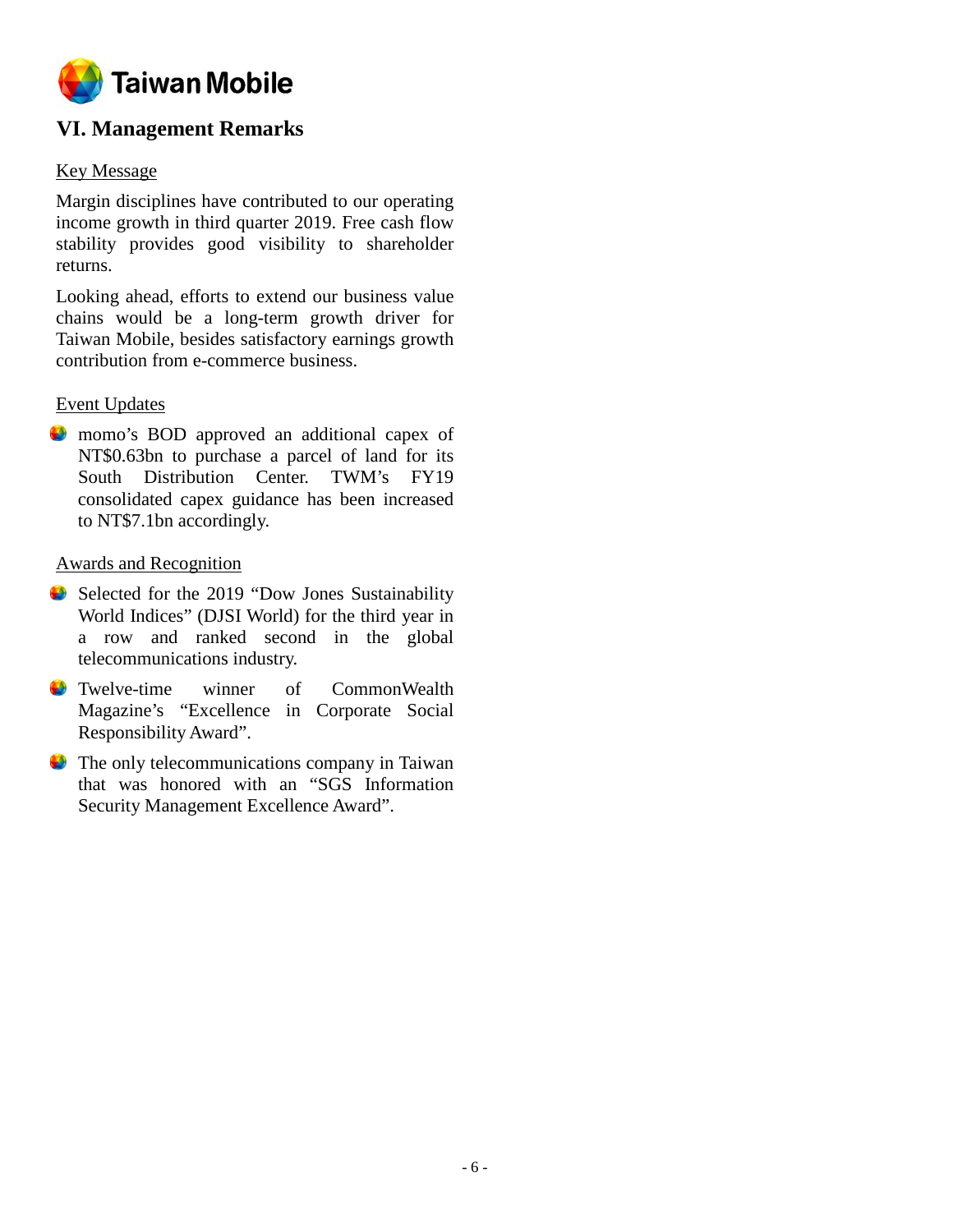## VI. Management Remarks

Key Message

Margin disciplines have contributed to our operating income growth in third quarter 2019. Free cash flow stability provides good visibility to shareholder returns.

Looking ahead, efforts to extend our business value chains would be a long-term growth driver for Taiwan Mobile, besides satisfactory earnings growth contribution from e-commerce business.

Event Updates

- momo's BOD approved an additional capex of NT$0.63bn to purchase a parcel of land for its South Distribution Center. TWM's FY19 consolidated capex guidance has been increased to NT$7.1bn accordingly.

Awards and Recognition

- Selected for the 2019 "Dow Jones Sustainability World Indices" (DJSI World) for the third year in a row and ranked second in the global telecommunications industry.
- Twelve-time winner of CommonWealth Magazine's "Excellence in Corporate Social Responsibility Award".
- The only telecommunications company in Taiwan that was honored with an "SGS Information Security Management Excellence Award".